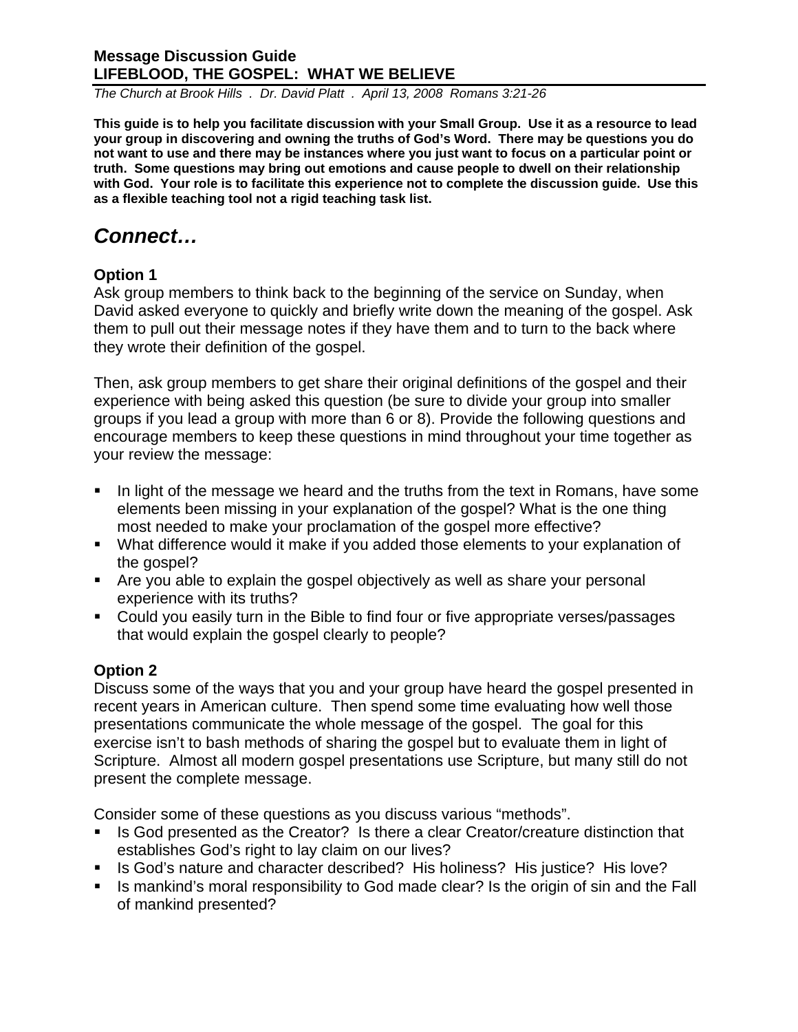**Message Discussion Guide**
**LIFEBLOOD, THE GOSPEL: WHAT WE BELIEVE**

*The Church at Brook Hills . Dr. David Platt . April 13, 2008 Romans 3:21-26*

**This guide is to help you facilitate discussion with your Small Group. Use it as a resource to lead your group in discovering and owning the truths of God's Word. There may be questions you do not want to use and there may be instances where you just want to focus on a particular point or truth. Some questions may bring out emotions and cause people to dwell on their relationship with God. Your role is to facilitate this experience not to complete the discussion guide. Use this as a flexible teaching tool not a rigid teaching task list.**

# *Connect…*

### Option 1

Ask group members to think back to the beginning of the service on Sunday, when David asked everyone to quickly and briefly write down the meaning of the gospel. Ask them to pull out their message notes if they have them and to turn to the back where they wrote their definition of the gospel.

Then, ask group members to get share their original definitions of the gospel and their experience with being asked this question (be sure to divide your group into smaller groups if you lead a group with more than 6 or 8). Provide the following questions and encourage members to keep these questions in mind throughout your time together as your review the message:

- In light of the message we heard and the truths from the text in Romans, have some elements been missing in your explanation of the gospel? What is the one thing most needed to make your proclamation of the gospel more effective?
- What difference would it make if you added those elements to your explanation of the gospel?
- Are you able to explain the gospel objectively as well as share your personal experience with its truths?
- Could you easily turn in the Bible to find four or five appropriate verses/passages that would explain the gospel clearly to people?

### Option 2

Discuss some of the ways that you and your group have heard the gospel presented in recent years in American culture. Then spend some time evaluating how well those presentations communicate the whole message of the gospel. The goal for this exercise isn't to bash methods of sharing the gospel but to evaluate them in light of Scripture. Almost all modern gospel presentations use Scripture, but many still do not present the complete message.

Consider some of these questions as you discuss various "methods".

- Is God presented as the Creator? Is there a clear Creator/creature distinction that establishes God's right to lay claim on our lives?
- Is God's nature and character described? His holiness? His justice? His love?
- Is mankind's moral responsibility to God made clear? Is the origin of sin and the Fall of mankind presented?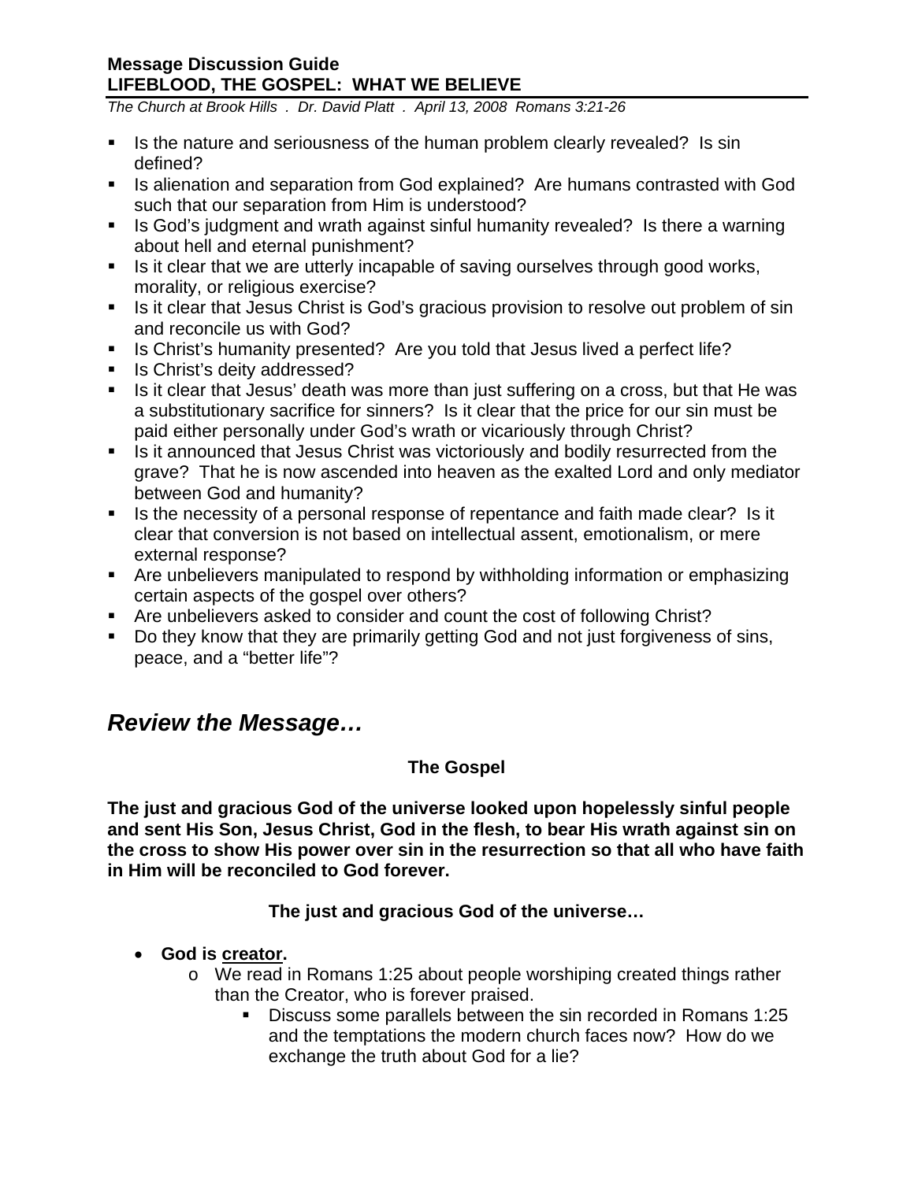**Message Discussion Guide**
**LIFEBLOOD, THE GOSPEL: WHAT WE BELIEVE**

*The Church at Brook Hills . Dr. David Platt . April 13, 2008 Romans 3:21-26*

- Is the nature and seriousness of the human problem clearly revealed? Is sin defined?
- Is alienation and separation from God explained? Are humans contrasted with God such that our separation from Him is understood?
- Is God's judgment and wrath against sinful humanity revealed? Is there a warning about hell and eternal punishment?
- Is it clear that we are utterly incapable of saving ourselves through good works, morality, or religious exercise?
- Is it clear that Jesus Christ is God's gracious provision to resolve out problem of sin and reconcile us with God?
- Is Christ's humanity presented? Are you told that Jesus lived a perfect life?
- Is Christ's deity addressed?
- Is it clear that Jesus' death was more than just suffering on a cross, but that He was a substitutionary sacrifice for sinners? Is it clear that the price for our sin must be paid either personally under God's wrath or vicariously through Christ?
- Is it announced that Jesus Christ was victoriously and bodily resurrected from the grave? That he is now ascended into heaven as the exalted Lord and only mediator between God and humanity?
- Is the necessity of a personal response of repentance and faith made clear? Is it clear that conversion is not based on intellectual assent, emotionalism, or mere external response?
- Are unbelievers manipulated to respond by withholding information or emphasizing certain aspects of the gospel over others?
- Are unbelievers asked to consider and count the cost of following Christ?
- Do they know that they are primarily getting God and not just forgiveness of sins, peace, and a "better life"?

## *Review the Message…*

**The Gospel**

**The just and gracious God of the universe looked upon hopelessly sinful people and sent His Son, Jesus Christ, God in the flesh, to bear His wrath against sin on the cross to show His power over sin in the resurrection so that all who have faith in Him will be reconciled to God forever.**

**The just and gracious God of the universe…**

- **God is creator.**
  - We read in Romans 1:25 about people worshiping created things rather than the Creator, who is forever praised.
    - Discuss some parallels between the sin recorded in Romans 1:25 and the temptations the modern church faces now? How do we exchange the truth about God for a lie?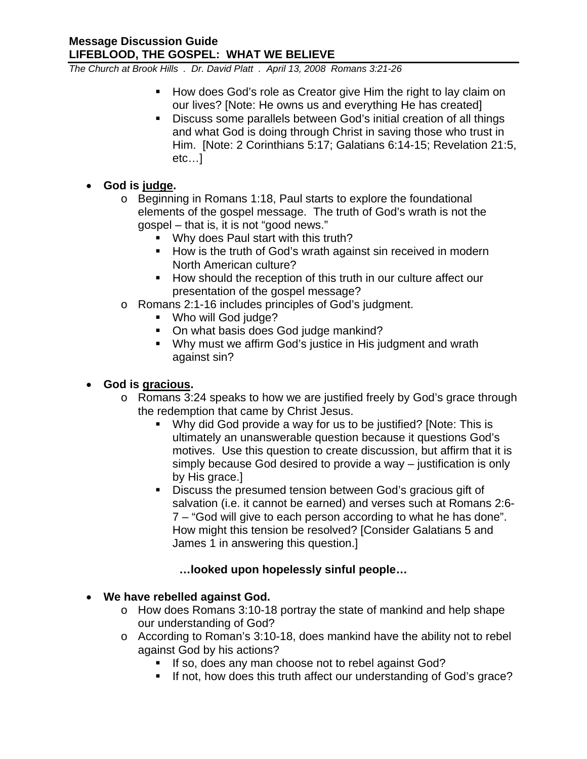- How does God's role as Creator give Him the right to lay claim on our lives? [Note: He owns us and everything He has created]
- Discuss some parallels between God's initial creation of all things and what God is doing through Christ in saving those who trust in Him. [Note: 2 Corinthians 5:17; Galatians 6:14-15; Revelation 21:5, etc…]

- **God is <u>judge</u>.**
  - Beginning in Romans 1:18, Paul starts to explore the foundational elements of the gospel message. The truth of God's wrath is not the gospel – that is, it is not "good news."
    - Why does Paul start with this truth?
    - How is the truth of God's wrath against sin received in modern North American culture?
    - How should the reception of this truth in our culture affect our presentation of the gospel message?
  - Romans 2:1-16 includes principles of God's judgment.
    - Who will God judge?
    - On what basis does God judge mankind?
    - Why must we affirm God's justice in His judgment and wrath against sin?

- **God is <u>gracious</u>.**
  - Romans 3:24 speaks to how we are justified freely by God's grace through the redemption that came by Christ Jesus.
    - Why did God provide a way for us to be justified? [Note: This is ultimately an unanswerable question because it questions God's motives. Use this question to create discussion, but affirm that it is simply because God desired to provide a way – justification is only by His grace.]
    - Discuss the presumed tension between God's gracious gift of salvation (i.e. it cannot be earned) and verses such at Romans 2:6-7 – "God will give to each person according to what he has done". How might this tension be resolved? [Consider Galatians 5 and James 1 in answering this question.]

**…looked upon hopelessly sinful people…**

- **We have rebelled against God.**
  - How does Romans 3:10-18 portray the state of mankind and help shape our understanding of God?
  - According to Roman's 3:10-18, does mankind have the ability not to rebel against God by his actions?
    - If so, does any man choose not to rebel against God?
    - If not, how does this truth affect our understanding of God's grace?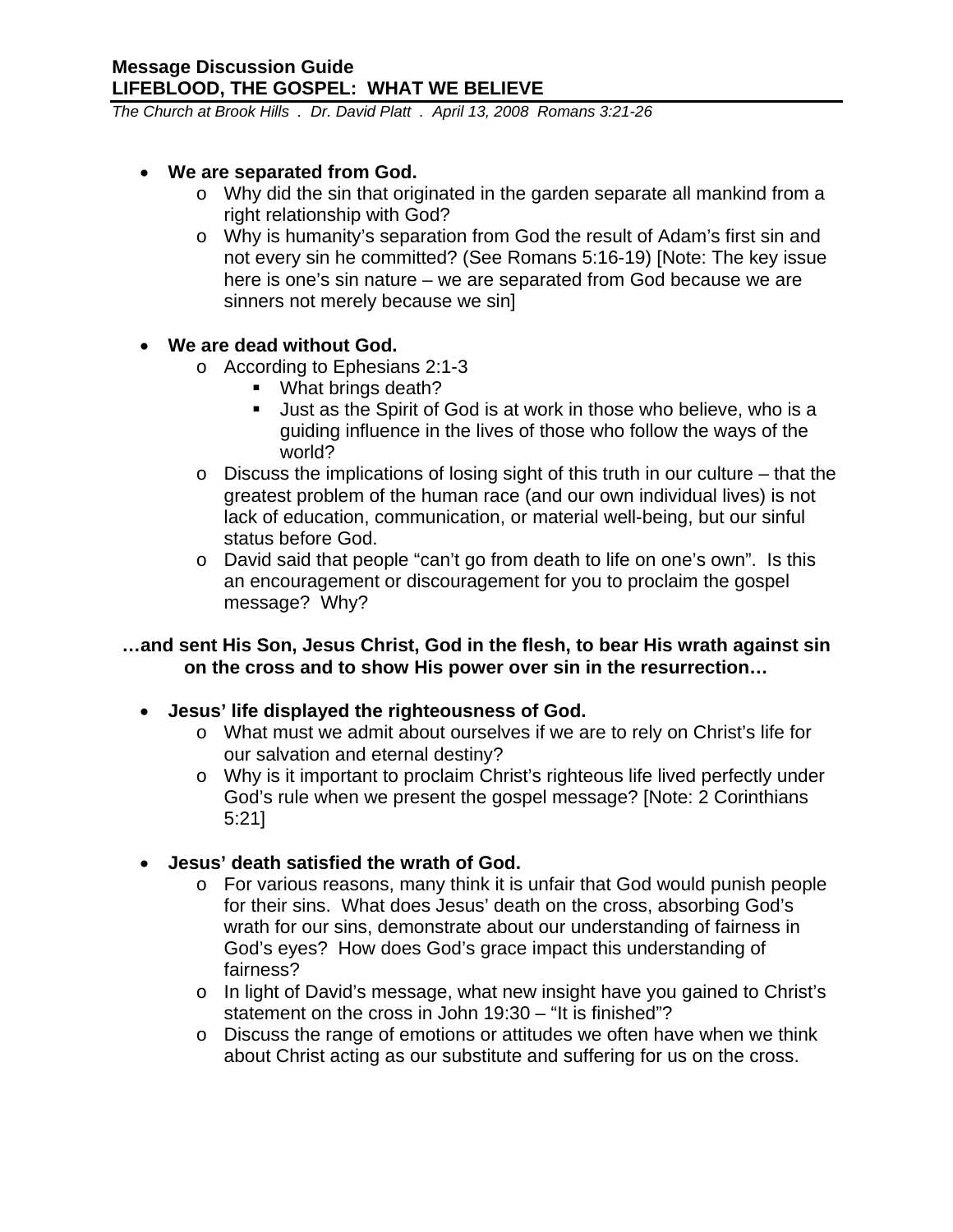- **We are separated from God.**
  - Why did the sin that originated in the garden separate all mankind from a right relationship with God?
  - Why is humanity's separation from God the result of Adam's first sin and not every sin he committed? (See Romans 5:16-19) [Note: The key issue here is one's sin nature – we are separated from God because we are sinners not merely because we sin]

- **We are dead without God.**
  - According to Ephesians 2:1-3
    - What brings death?
    - Just as the Spirit of God is at work in those who believe, who is a guiding influence in the lives of those who follow the ways of the world?
  - Discuss the implications of losing sight of this truth in our culture – that the greatest problem of the human race (and our own individual lives) is not lack of education, communication, or material well-being, but our sinful status before God.
  - David said that people "can't go from death to life on one's own". Is this an encouragement or discouragement for you to proclaim the gospel message? Why?

**…and sent His Son, Jesus Christ, God in the flesh, to bear His wrath against sin on the cross and to show His power over sin in the resurrection…**

- **Jesus' life displayed the righteousness of God.**
  - What must we admit about ourselves if we are to rely on Christ's life for our salvation and eternal destiny?
  - Why is it important to proclaim Christ's righteous life lived perfectly under God's rule when we present the gospel message? [Note: 2 Corinthians 5:21]

- **Jesus' death satisfied the wrath of God.**
  - For various reasons, many think it is unfair that God would punish people for their sins. What does Jesus' death on the cross, absorbing God's wrath for our sins, demonstrate about our understanding of fairness in God's eyes? How does God's grace impact this understanding of fairness?
  - In light of David's message, what new insight have you gained to Christ's statement on the cross in John 19:30 – "It is finished"?
  - Discuss the range of emotions or attitudes we often have when we think about Christ acting as our substitute and suffering for us on the cross.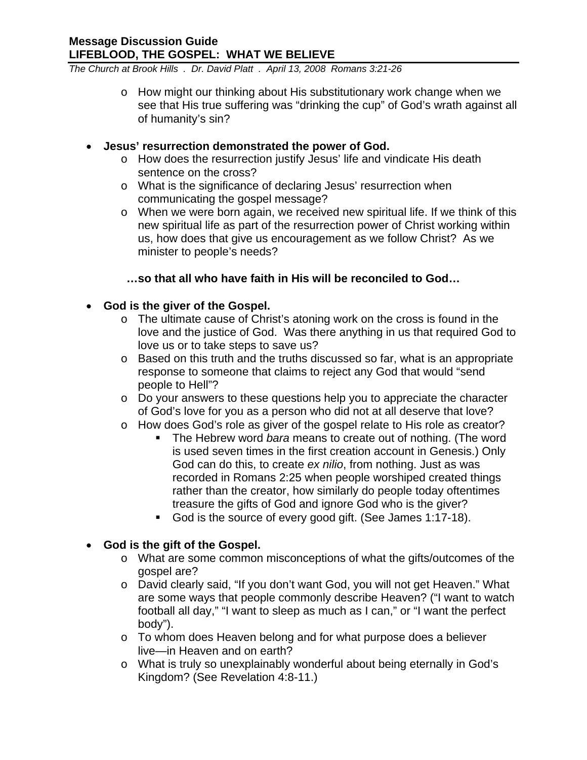- How might our thinking about His substitutionary work change when we see that His true suffering was "drinking the cup" of God's wrath against all of humanity's sin?

- **Jesus' resurrection demonstrated the power of God.**
  - How does the resurrection justify Jesus' life and vindicate His death sentence on the cross?
  - What is the significance of declaring Jesus' resurrection when communicating the gospel message?
  - When we were born again, we received new spiritual life. If we think of this new spiritual life as part of the resurrection power of Christ working within us, how does that give us encouragement as we follow Christ? As we minister to people's needs?

**…so that all who have faith in His will be reconciled to God…**

- **God is the giver of the Gospel.**
  - The ultimate cause of Christ's atoning work on the cross is found in the love and the justice of God. Was there anything in us that required God to love us or to take steps to save us?
  - Based on this truth and the truths discussed so far, what is an appropriate response to someone that claims to reject any God that would "send people to Hell"?
  - Do your answers to these questions help you to appreciate the character of God's love for you as a person who did not at all deserve that love?
  - How does God's role as giver of the gospel relate to His role as creator?
    - The Hebrew word *bara* means to create out of nothing. (The word is used seven times in the first creation account in Genesis.) Only God can do this, to create *ex nilio*, from nothing. Just as was recorded in Romans 2:25 when people worshiped created things rather than the creator, how similarly do people today oftentimes treasure the gifts of God and ignore God who is the giver?
    - God is the source of every good gift. (See James 1:17-18).

- **God is the gift of the Gospel.**
  - What are some common misconceptions of what the gifts/outcomes of the gospel are?
  - David clearly said, "If you don't want God, you will not get Heaven." What are some ways that people commonly describe Heaven? ("I want to watch football all day," "I want to sleep as much as I can," or "I want the perfect body").
  - To whom does Heaven belong and for what purpose does a believer live—in Heaven and on earth?
  - What is truly so unexplainably wonderful about being eternally in God's Kingdom? (See Revelation 4:8-11.)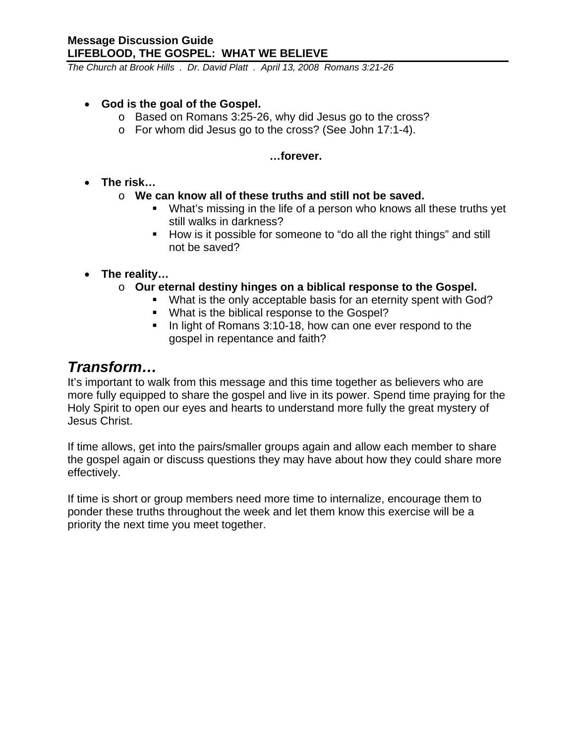- **God is the goal of the Gospel.**
  - Based on Romans 3:25-26, why did Jesus go to the cross?
  - For whom did Jesus go to the cross? (See John 17:1-4).

**…forever.**

- **The risk…**
  - **We can know all of these truths and still not be saved.**
    - What's missing in the life of a person who knows all these truths yet still walks in darkness?
    - How is it possible for someone to "do all the right things" and still not be saved?

- **The reality…**
  - **Our eternal destiny hinges on a biblical response to the Gospel.**
    - What is the only acceptable basis for an eternity spent with God?
    - What is the biblical response to the Gospel?
    - In light of Romans 3:10-18, how can one ever respond to the gospel in repentance and faith?

## ***Transform…***

It's important to walk from this message and this time together as believers who are more fully equipped to share the gospel and live in its power. Spend time praying for the Holy Spirit to open our eyes and hearts to understand more fully the great mystery of Jesus Christ.

If time allows, get into the pairs/smaller groups again and allow each member to share the gospel again or discuss questions they may have about how they could share more effectively.

If time is short or group members need more time to internalize, encourage them to ponder these truths throughout the week and let them know this exercise will be a priority the next time you meet together.